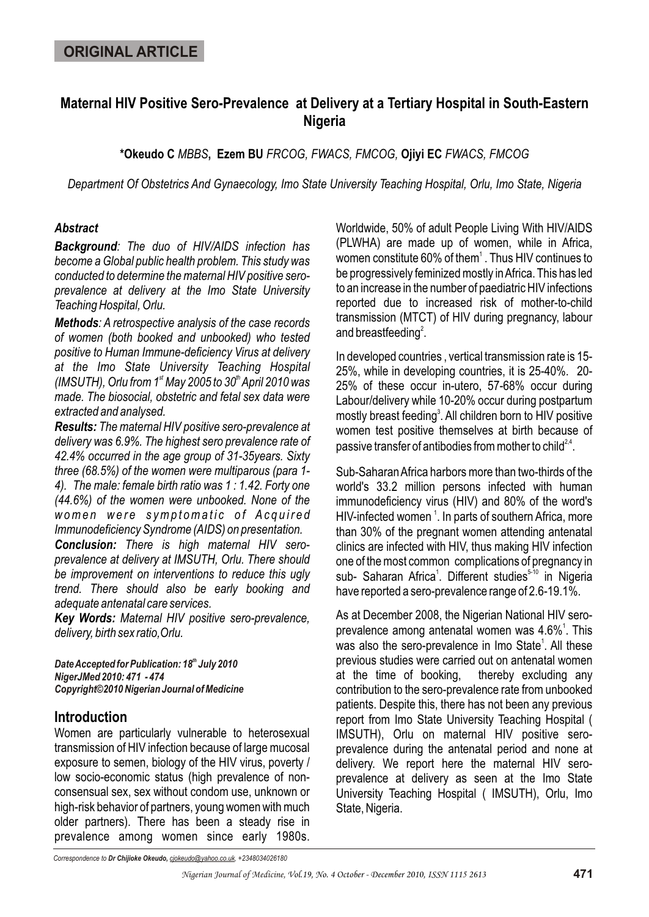**ORIGINAL ARTICLE**

# Maternal HIV Positive Sero-Prevalence at Delivery at a Tertiary Hospital in South-Eastern Nigeria

**\*Okeudo C** *MBBS*, **Ezem BU** *FRCOG, FWACS, FMCOG,* **Ojiyi EC** *FWACS, FMCOG*

*Department Of Obstetrics And Gynaecology, Imo State University Teaching Hospital, Orlu, Imo State, Nigeria*

### *Abstract*

***Background**: The duo of HIV/AIDS infection has become a Global public health problem. This study was conducted to determine the maternal HIV positive sero-prevalence at delivery at the Imo State University Teaching Hospital, Orlu.*

***Methods**: A retrospective analysis of the case records of women (both booked and unbooked) who tested positive to Human Immune-deficiency Virus at delivery at the Imo State University Teaching Hospital (IMSUTH), Orlu from 1st May 2005 to 30th April 2010 was made. The biosocial, obstetric and fetal sex data were extracted and analysed.*

***Results:** The maternal HIV positive sero-prevalence at delivery was 6.9%. The highest sero prevalence rate of 42.4% occurred in the age group of 31-35years. Sixty three (68.5%) of the women were multiparous (para 1-4). The male: female birth ratio was 1 : 1.42. Forty one (44.6%) of the women were unbooked. None of the women were symptomatic of Acquired Immunodeficiency Syndrome (AIDS) on presentation.*

***Conclusion:** There is high maternal HIV sero-prevalence at delivery at IMSUTH, Orlu. There should be improvement on interventions to reduce this ugly trend. There should also be early booking and adequate antenatal care services.*

***Key Words:** Maternal HIV positive sero-prevalence, delivery, birth sex ratio,Orlu.*

***Date Accepted for Publication: 18th July 2010***
***NigerJMed 2010: 471 - 474***
***Copyright©2010 Nigerian Journal of Medicine***

## Introduction

Women are particularly vulnerable to heterosexual transmission of HIV infection because of large mucosal exposure to semen, biology of the HIV virus, poverty / low socio-economic status (high prevalence of non-consensual sex, sex without condom use, unknown or high-risk behavior of partners, young women with much older partners). There has been a steady rise in prevalence among women since early 1980s. Worldwide, 50% of adult People Living With HIV/AIDS (PLWHA) are made up of women, while in Africa, women constitute 60% of them[1]. Thus HIV continues to be progressively feminized mostly in Africa. This has led to an increase in the number of paediatric HIV infections reported due to increased risk of mother-to-child transmission (MTCT) of HIV during pregnancy, labour and breastfeeding[2].

In developed countries , vertical transmission rate is 15-25%, while in developing countries, it is 25-40%. 20-25% of these occur in-utero, 57-68% occur during Labour/delivery while 10-20% occur during postpartum mostly breast feeding[3]. All children born to HIV positive women test positive themselves at birth because of passive transfer of antibodies from mother to child[2,4].

Sub-Saharan Africa harbors more than two-thirds of the world's 33.2 million persons infected with human immunodeficiency virus (HIV) and 80% of the word's HIV-infected women [1]. In parts of southern Africa, more than 30% of the pregnant women attending antenatal clinics are infected with HIV, thus making HIV infection one of the most common complications of pregnancy in sub- Saharan Africa[1]. Different studies[5-10] in Nigeria have reported a sero-prevalence range of 2.6-19.1%.

As at December 2008, the Nigerian National HIV sero-prevalence among antenatal women was 4.6%[1]. This was also the sero-prevalence in Imo State[1]. All these previous studies were carried out on antenatal women at the time of booking, thereby excluding any contribution to the sero-prevalence rate from unbooked patients. Despite this, there has not been any previous report from Imo State University Teaching Hospital ( IMSUTH), Orlu on maternal HIV positive sero-prevalence during the antenatal period and none at delivery. We report here the maternal HIV sero-prevalence at delivery as seen at the Imo State University Teaching Hospital ( IMSUTH), Orlu, Imo State, Nigeria.

*Correspondence to **Dr Chijioke Okeudo**, cjokeudo@yahoo.co.uk, +2348034026180*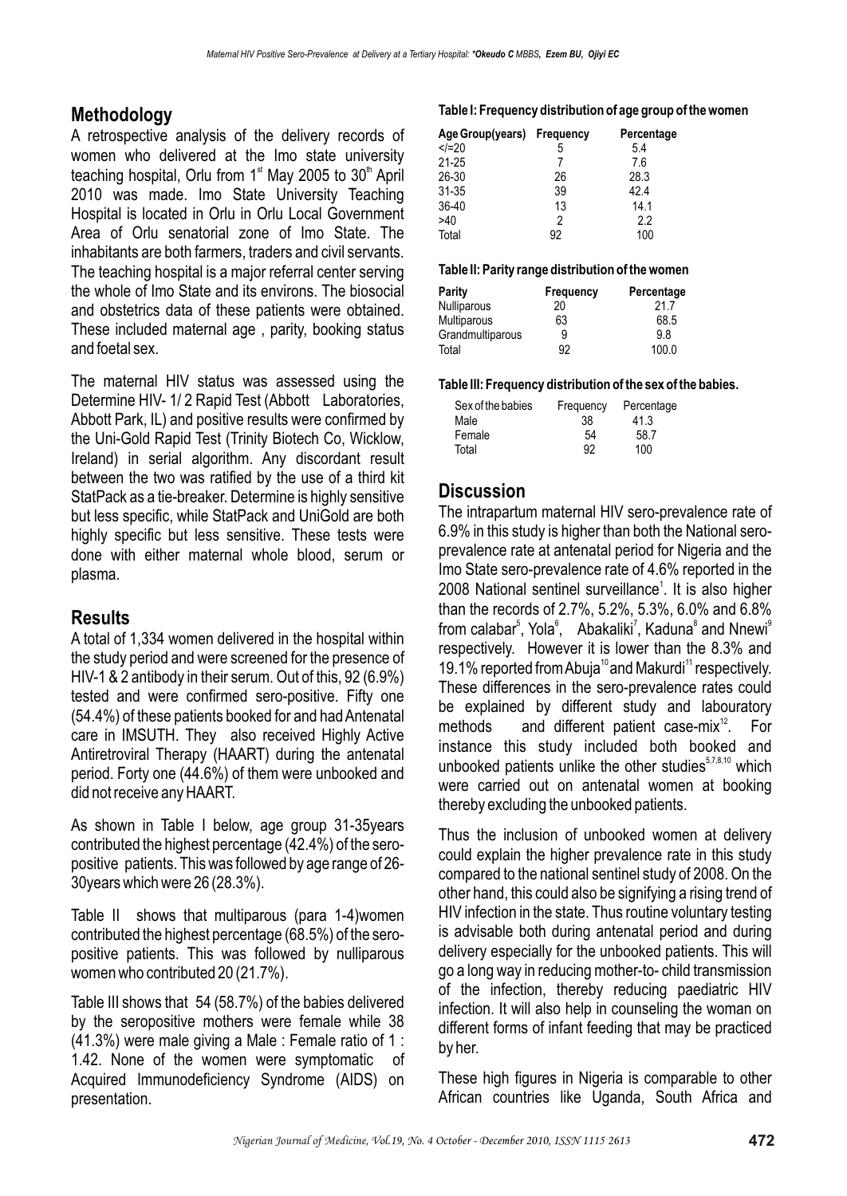## Methodology

A retrospective analysis of the delivery records of women who delivered at the Imo state university teaching hospital, Orlu from 1st May 2005 to 30th April 2010 was made. Imo State University Teaching Hospital is located in Orlu in Orlu Local Government Area of Orlu senatorial zone of Imo State. The inhabitants are both farmers, traders and civil servants. The teaching hospital is a major referral center serving the whole of Imo State and its environs. The biosocial and obstetrics data of these patients were obtained. These included maternal age , parity, booking status and foetal sex.

The maternal HIV status was assessed using the Determine HIV- 1/ 2 Rapid Test (Abbott Laboratories, Abbott Park, IL) and positive results were confirmed by the Uni-Gold Rapid Test (Trinity Biotech Co, Wicklow, Ireland) in serial algorithm. Any discordant result between the two was ratified by the use of a third kit StatPack as a tie-breaker. Determine is highly sensitive but less specific, while StatPack and UniGold are both highly specific but less sensitive. These tests were done with either maternal whole blood, serum or plasma.

## Results

A total of 1,334 women delivered in the hospital within the study period and were screened for the presence of HIV-1 & 2 antibody in their serum. Out of this, 92 (6.9%) tested and were confirmed sero-positive. Fifty one (54.4%) of these patients booked for and had Antenatal care in IMSUTH. They also received Highly Active Antiretroviral Therapy (HAART) during the antenatal period. Forty one (44.6%) of them were unbooked and did not receive any HAART.

As shown in Table I below, age group 31-35years contributed the highest percentage (42.4%) of the sero-positive patients. This was followed by age range of 26-30years which were 26 (28.3%).

Table II shows that multiparous (para 1-4)women contributed the highest percentage (68.5%) of the sero-positive patients. This was followed by nulliparous women who contributed 20 (21.7%).

Table III shows that 54 (58.7%) of the babies delivered by the seropositive mothers were female while 38 (41.3%) were male giving a Male : Female ratio of 1 : 1.42. None of the women were symptomatic of Acquired Immunodeficiency Syndrome (AIDS) on presentation.

**Table I: Frequency distribution of age group of the women**

| Age Group(years) | Frequency | Percentage |
|---|---|---|
| </=20 | 5 | 5.4 |
| 21-25 | 7 | 7.6 |
| 26-30 | 26 | 28.3 |
| 31-35 | 39 | 42.4 |
| 36-40 | 13 | 14.1 |
| >40 | 2 | 2.2 |
| Total | 92 | 100 |

**Table II: Parity range distribution of the women**

| Parity | Frequency | Percentage |
|---|---|---|
| Nulliparous | 20 | 21.7 |
| Multiparous | 63 | 68.5 |
| Grandmultiparous | 9 | 9.8 |
| Total | 92 | 100.0 |

**Table III: Frequency distribution of the sex of the babies.**

| Sex of the babies | Frequency | Percentage |
|---|---|---|
| Male | 38 | 41.3 |
| Female | 54 | 58.7 |
| Total | 92 | 100 |

## Discussion

The intrapartum maternal HIV sero-prevalence rate of 6.9% in this study is higher than both the National sero-prevalence rate at antenatal period for Nigeria and the Imo State sero-prevalence rate of 4.6% reported in the 2008 National sentinel surveillance[1]. It is also higher than the records of 2.7%, 5.2%, 5.3%, 6.0% and 6.8% from calabar[5], Yola[6], Abakaliki[7], Kaduna[8] and Nnewi[9] respectively. However it is lower than the 8.3% and 19.1% reported from Abuja[10] and Makurdi[11] respectively. These differences in the sero-prevalence rates could be explained by different study and labouratory methods and different patient case-mix[12]. For instance this study included both booked and unbooked patients unlike the other studies[5,7,8,10] which were carried out on antenatal women at booking thereby excluding the unbooked patients.

Thus the inclusion of unbooked women at delivery could explain the higher prevalence rate in this study compared to the national sentinel study of 2008. On the other hand, this could also be signifying a rising trend of HIV infection in the state. Thus routine voluntary testing is advisable both during antenatal period and during delivery especially for the unbooked patients. This will go a long way in reducing mother-to- child transmission of the infection, thereby reducing paediatric HIV infection. It will also help in counseling the woman on different forms of infant feeding that may be practiced by her.

These high figures in Nigeria is comparable to other African countries like Uganda, South Africa and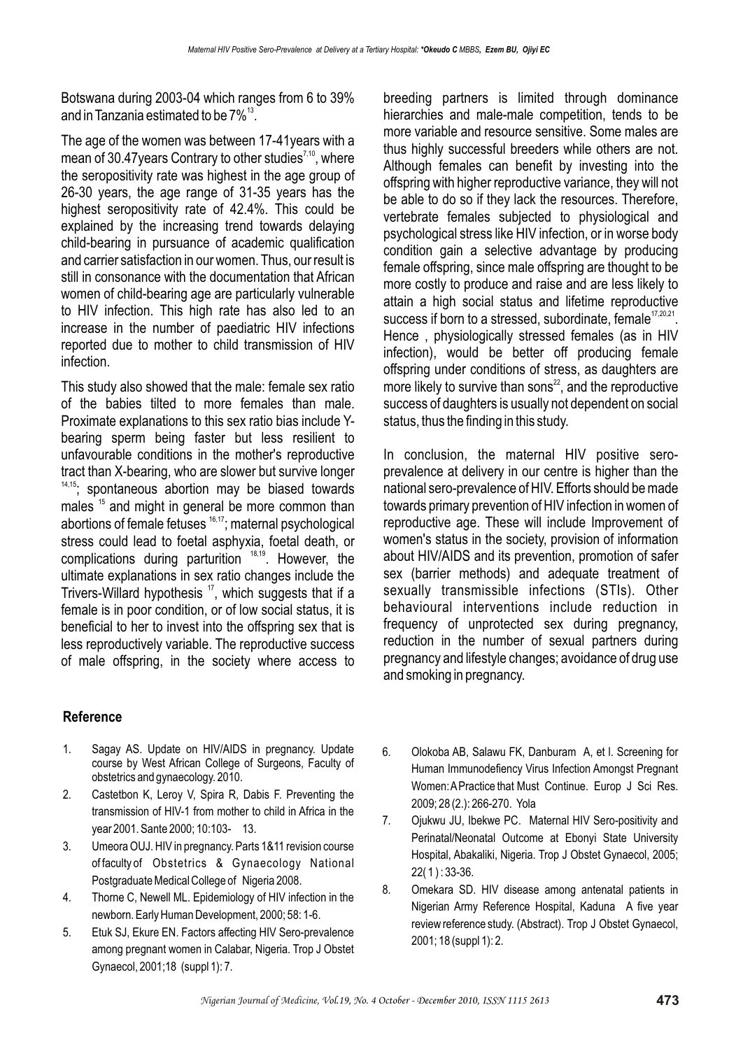Botswana during 2003-04 which ranges from 6 to 39% and in Tanzania estimated to be 7%[13].

The age of the women was between 17-41years with a mean of 30.47years Contrary to other studies[7,10], where the seropositivity rate was highest in the age group of 26-30 years, the age range of 31-35 years has the highest seropositivity rate of 42.4%. This could be explained by the increasing trend towards delaying child-bearing in pursuance of academic qualification and carrier satisfaction in our women. Thus, our result is still in consonance with the documentation that African women of child-bearing age are particularly vulnerable to HIV infection. This high rate has also led to an increase in the number of paediatric HIV infections reported due to mother to child transmission of HIV infection.

This study also showed that the male: female sex ratio of the babies tilted to more females than male. Proximate explanations to this sex ratio bias include Y-bearing sperm being faster but less resilient to unfavourable conditions in the mother's reproductive tract than X-bearing, who are slower but survive longer [14,15]; spontaneous abortion may be biased towards males [15] and might in general be more common than abortions of female fetuses [16,17]; maternal psychological stress could lead to foetal asphyxia, foetal death, or complications during parturition [18,19]. However, the ultimate explanations in sex ratio changes include the Trivers-Willard hypothesis [17], which suggests that if a female is in poor condition, or of low social status, it is beneficial to her to invest into the offspring sex that is less reproductively variable. The reproductive success of male offspring, in the society where access to breeding partners is limited through dominance hierarchies and male-male competition, tends to be more variable and resource sensitive. Some males are thus highly successful breeders while others are not. Although females can benefit by investing into the offspring with higher reproductive variance, they will not be able to do so if they lack the resources. Therefore, vertebrate females subjected to physiological and psychological stress like HIV infection, or in worse body condition gain a selective advantage by producing female offspring, since male offspring are thought to be more costly to produce and raise and are less likely to attain a high social status and lifetime reproductive success if born to a stressed, subordinate, female[17,20,21]. Hence , physiologically stressed females (as in HIV infection), would be better off producing female offspring under conditions of stress, as daughters are more likely to survive than sons[22], and the reproductive success of daughters is usually not dependent on social status, thus the finding in this study.

In conclusion, the maternal HIV positive sero-prevalence at delivery in our centre is higher than the national sero-prevalence of HIV. Efforts should be made towards primary prevention of HIV infection in women of reproductive age. These will include Improvement of women's status in the society, provision of information about HIV/AIDS and its prevention, promotion of safer sex (barrier methods) and adequate treatment of sexually transmissible infections (STIs). Other behavioural interventions include reduction in frequency of unprotected sex during pregnancy, reduction in the number of sexual partners during pregnancy and lifestyle changes; avoidance of drug use and smoking in pregnancy.

## Reference

1. Sagay AS. Update on HIV/AIDS in pregnancy. Update course by West African College of Surgeons, Faculty of obstetrics and gynaecology. 2010.
2. Castetbon K, Leroy V, Spira R, Dabis F. Preventing the transmission of HIV-1 from mother to child in Africa in the year 2001. Sante 2000; 10:103- 13.
3. Umeora OUJ. HIV in pregnancy. Parts 1&11 revision course of faculty of Obstetrics & Gynaecology National Postgraduate Medical College of Nigeria 2008.
4. Thorne C, Newell ML. Epidemiology of HIV infection in the newborn. Early Human Development, 2000; 58: 1-6.
5. Etuk SJ, Ekure EN. Factors affecting HIV Sero-prevalence among pregnant women in Calabar, Nigeria. Trop J Obstet Gynaecol, 2001;18 (suppl 1): 7.
6. Olokoba AB, Salawu FK, Danburam A, et l. Screening for Human Immunodefiency Virus Infection Amongst Pregnant Women: A Practice that Must Continue. Europ J Sci Res. 2009; 28 (2.): 266-270. Yola
7. Ojukwu JU, Ibekwe PC. Maternal HIV Sero-positivity and Perinatal/Neonatal Outcome at Ebonyi State University Hospital, Abakaliki, Nigeria. Trop J Obstet Gynaecol, 2005; 22( 1 ) : 33-36.
8. Omekara SD. HIV disease among antenatal patients in Nigerian Army Reference Hospital, Kaduna A five year review reference study. (Abstract). Trop J Obstet Gynaecol, 2001; 18 (suppl 1): 2.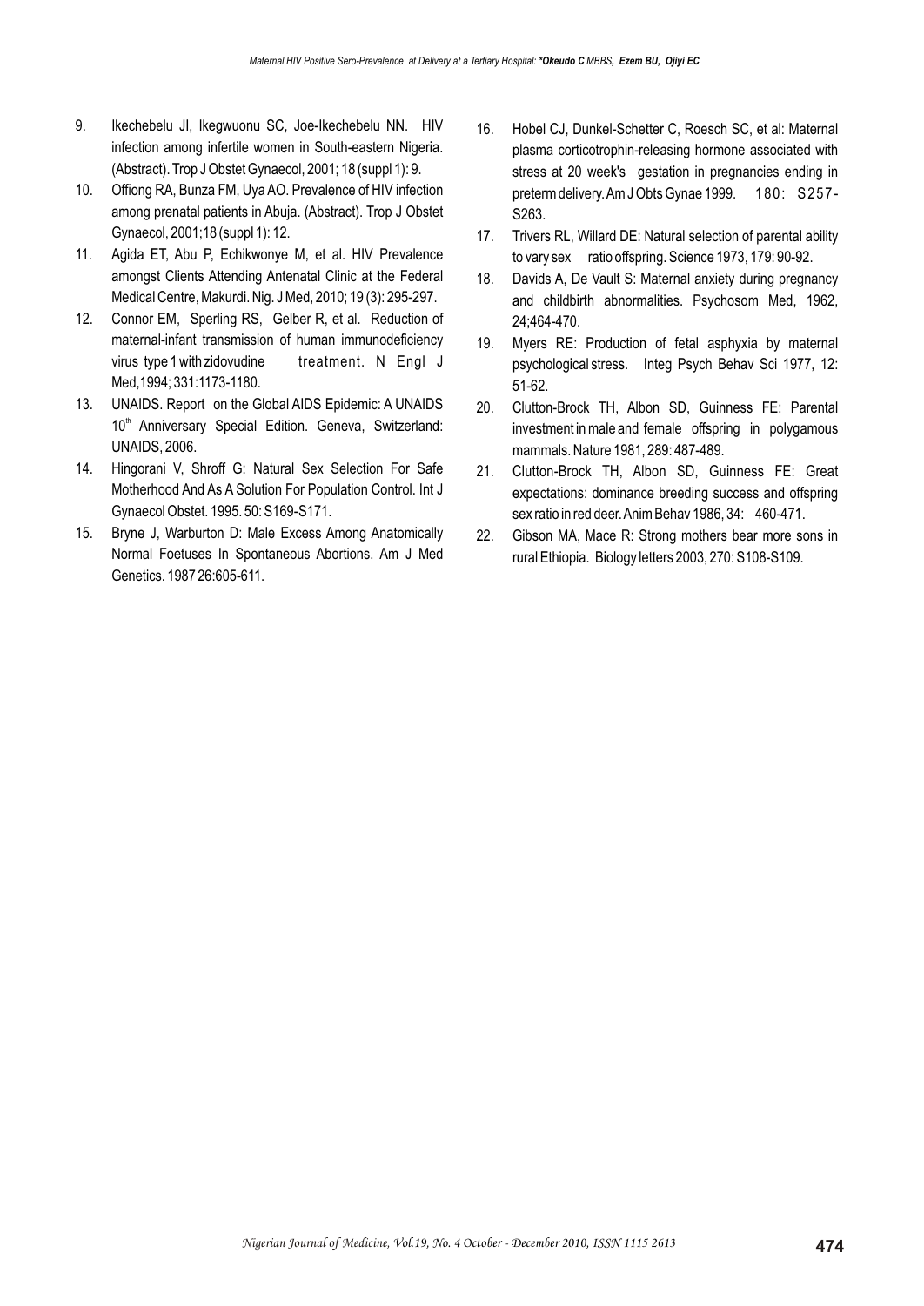9. Ikechebelu JI, Ikegwuonu SC, Joe-Ikechebelu NN. HIV infection among infertile women in South-eastern Nigeria. (Abstract). Trop J Obstet Gynaecol, 2001; 18 (suppl 1): 9.
10. Offiong RA, Bunza FM, Uya AO. Prevalence of HIV infection among prenatal patients in Abuja. (Abstract). Trop J Obstet Gynaecol, 2001;18 (suppl 1): 12.
11. Agida ET, Abu P, Echikwonye M, et al. HIV Prevalence amongst Clients Attending Antenatal Clinic at the Federal Medical Centre, Makurdi. Nig. J Med, 2010; 19 (3): 295-297.
12. Connor EM, Sperling RS, Gelber R, et al. Reduction of maternal-infant transmission of human immunodeficiency virus type 1 with zidovudine treatment. N Engl J Med,1994; 331:1173-1180.
13. UNAIDS. Report on the Global AIDS Epidemic: A UNAIDS 10th Anniversary Special Edition. Geneva, Switzerland: UNAIDS, 2006.
14. Hingorani V, Shroff G: Natural Sex Selection For Safe Motherhood And As A Solution For Population Control. Int J Gynaecol Obstet. 1995. 50: S169-S171.
15. Bryne J, Warburton D: Male Excess Among Anatomically Normal Foetuses In Spontaneous Abortions. Am J Med Genetics. 1987 26:605-611.
16. Hobel CJ, Dunkel-Schetter C, Roesch SC, et al: Maternal plasma corticotrophin-releasing hormone associated with stress at 20 week's gestation in pregnancies ending in preterm delivery. Am J Obts Gynae 1999. 180: S257-S263.
17. Trivers RL, Willard DE: Natural selection of parental ability to vary sex ratio offspring. Science 1973, 179: 90-92.
18. Davids A, De Vault S: Maternal anxiety during pregnancy and childbirth abnormalities. Psychosom Med, 1962, 24;464-470.
19. Myers RE: Production of fetal asphyxia by maternal psychological stress. Integ Psych Behav Sci 1977, 12: 51-62.
20. Clutton-Brock TH, Albon SD, Guinness FE: Parental investment in male and female offspring in polygamous mammals. Nature 1981, 289: 487-489.
21. Clutton-Brock TH, Albon SD, Guinness FE: Great expectations: dominance breeding success and offspring sex ratio in red deer. Anim Behav 1986, 34: 460-471.
22. Gibson MA, Mace R: Strong mothers bear more sons in rural Ethiopia. Biology letters 2003, 270: S108-S109.